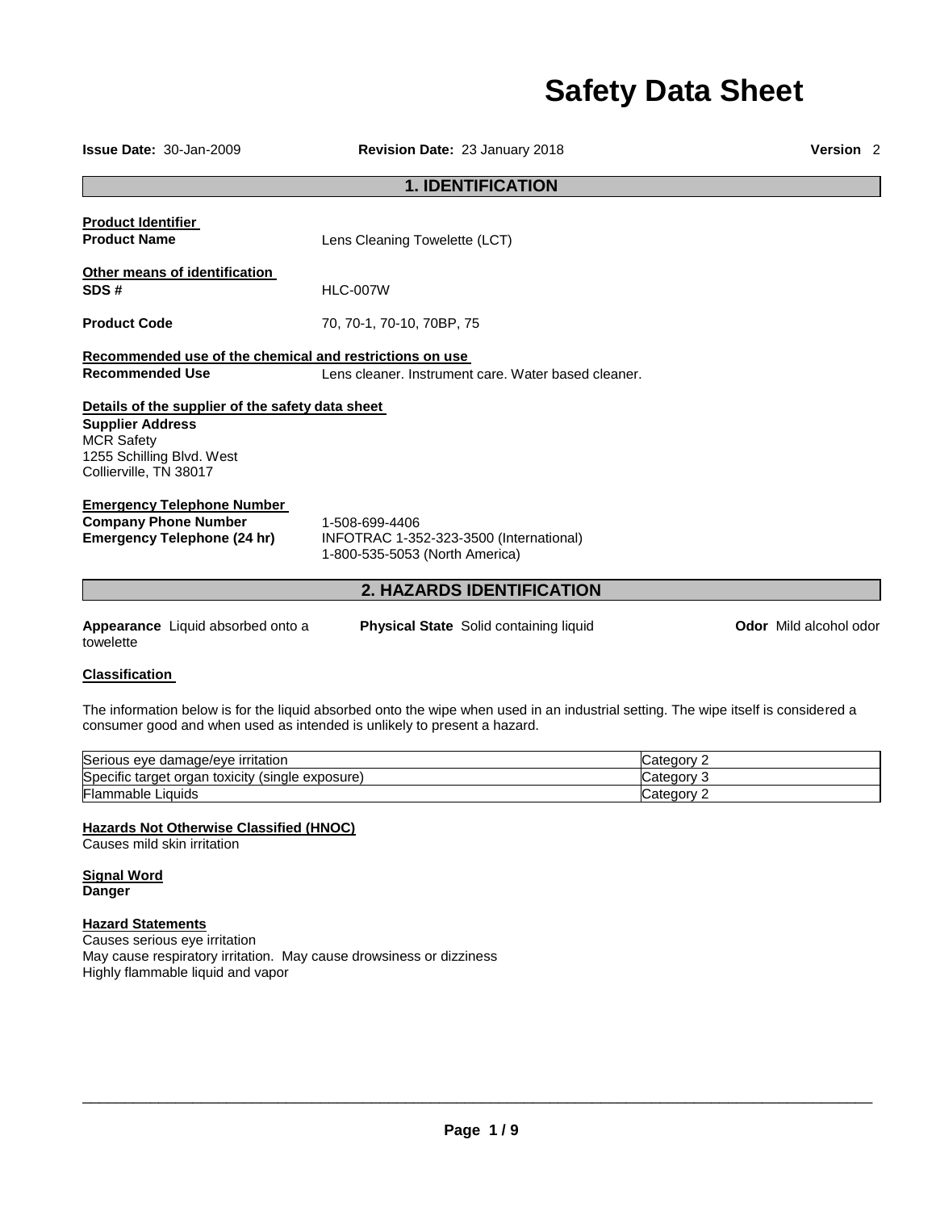# Safety Data Sheet

**Issue Date:** 30-Jan-2009 **Revision Date:** 23 January 2018 **Version** 2

## 1. IDENTIFICATION

**Product Identifier**

**Product Name** Lens Cleaning Towelette (LCT)

**Other means of identification**

**SDS #** HLC-007W

**Product Code** 70, 70-1, 70-10, 70BP, 75

**Recommended use of the chemical and restrictions on use**

**Recommended Use** Lens cleaner. Instrument care. Water based cleaner.

**Details of the supplier of the safety data sheet**

**Supplier Address**
MCR Safety
1255 Schilling Blvd. West
Collierville, TN 38017

**Emergency Telephone Number**

**Company Phone Number** 1-508-699-4406

**Emergency Telephone (24 hr)** INFOTRAC 1-352-323-3500 (International)
1-800-535-5053 (North America)

## 2. HAZARDS IDENTIFICATION

**Appearance** Liquid absorbed onto a towelette

**Physical State** Solid containing liquid

**Odor** Mild alcohol odor

**Classification**

The information below is for the liquid absorbed onto the wipe when used in an industrial setting. The wipe itself is considered a consumer good and when used as intended is unlikely to present a hazard.

| | |
|---|---|
| Serious eye damage/eye irritation | Category 2 |
| Specific target organ toxicity (single exposure) | Category 3 |
| Flammable Liquids | Category 2 |

**Hazards Not Otherwise Classified (HNOC)**
Causes mild skin irritation

**Signal Word**
**Danger**

**Hazard Statements**
Causes serious eye irritation
May cause respiratory irritation. May cause drowsiness or dizziness
Highly flammable liquid and vapor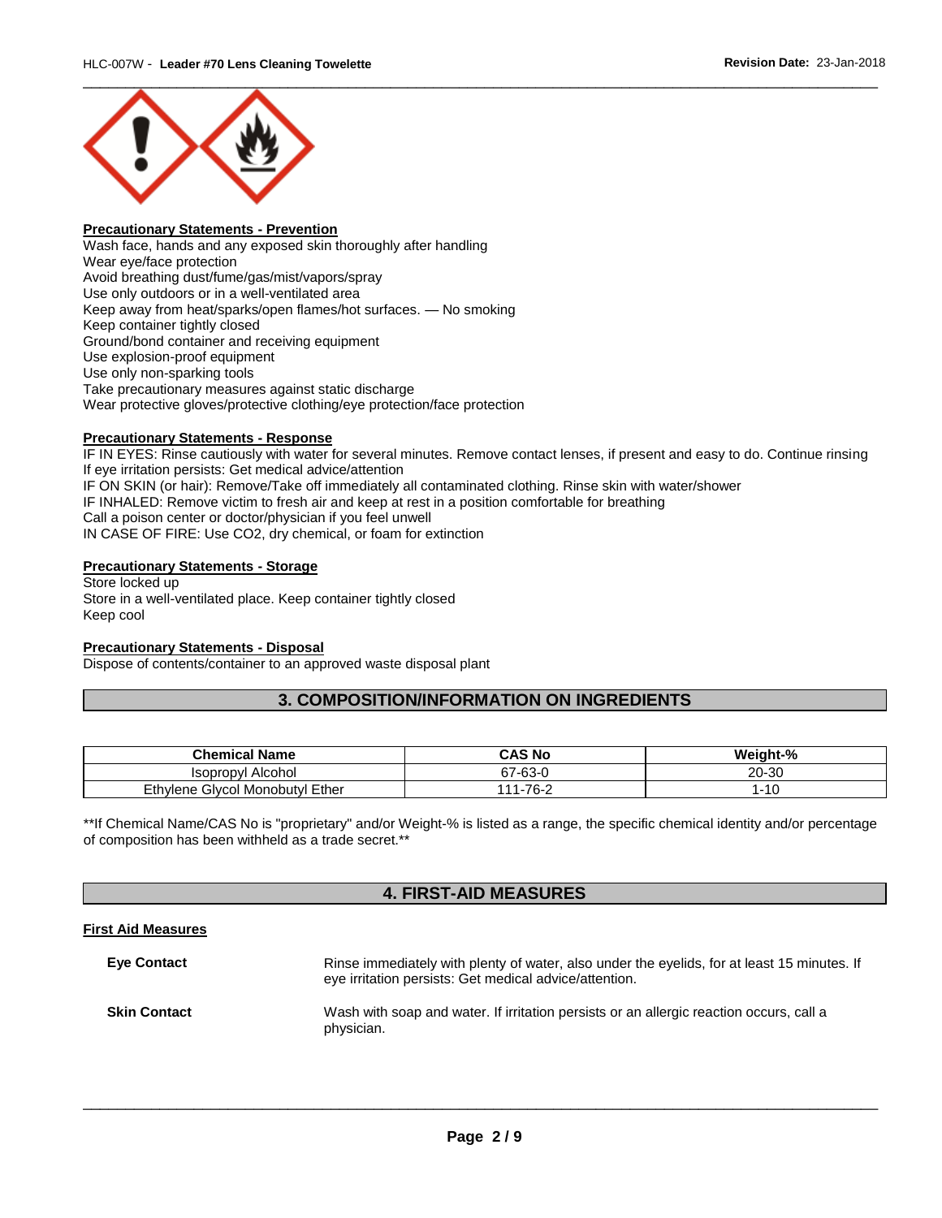#### Precautionary Statements - Prevention

Wash face, hands and any exposed skin thoroughly after handling
Wear eye/face protection
Avoid breathing dust/fume/gas/mist/vapors/spray
Use only outdoors or in a well-ventilated area
Keep away from heat/sparks/open flames/hot surfaces. — No smoking
Keep container tightly closed
Ground/bond container and receiving equipment
Use explosion-proof equipment
Use only non-sparking tools
Take precautionary measures against static discharge
Wear protective gloves/protective clothing/eye protection/face protection

#### Precautionary Statements - Response

IF IN EYES: Rinse cautiously with water for several minutes. Remove contact lenses, if present and easy to do. Continue rinsing
If eye irritation persists: Get medical advice/attention
IF ON SKIN (or hair): Remove/Take off immediately all contaminated clothing. Rinse skin with water/shower
IF INHALED: Remove victim to fresh air and keep at rest in a position comfortable for breathing
Call a poison center or doctor/physician if you feel unwell
IN CASE OF FIRE: Use CO2, dry chemical, or foam for extinction

#### Precautionary Statements - Storage

Store locked up
Store in a well-ventilated place. Keep container tightly closed
Keep cool

#### Precautionary Statements - Disposal

Dispose of contents/container to an approved waste disposal plant

## 3. COMPOSITION/INFORMATION ON INGREDIENTS

| Chemical Name | CAS No | Weight-% |
|---|---|---|
| Isopropyl Alcohol | 67-63-0 | 20-30 |
| Ethylene Glycol Monobutyl Ether | 111-76-2 | 1-10 |

**If Chemical Name/CAS No is "proprietary" and/or Weight-% is listed as a range, the specific chemical identity and/or percentage of composition has been withheld as a trade secret.**

## 4. FIRST-AID MEASURES

#### First Aid Measures

**Eye Contact** Rinse immediately with plenty of water, also under the eyelids, for at least 15 minutes. If eye irritation persists: Get medical advice/attention.

**Skin Contact** Wash with soap and water. If irritation persists or an allergic reaction occurs, call a physician.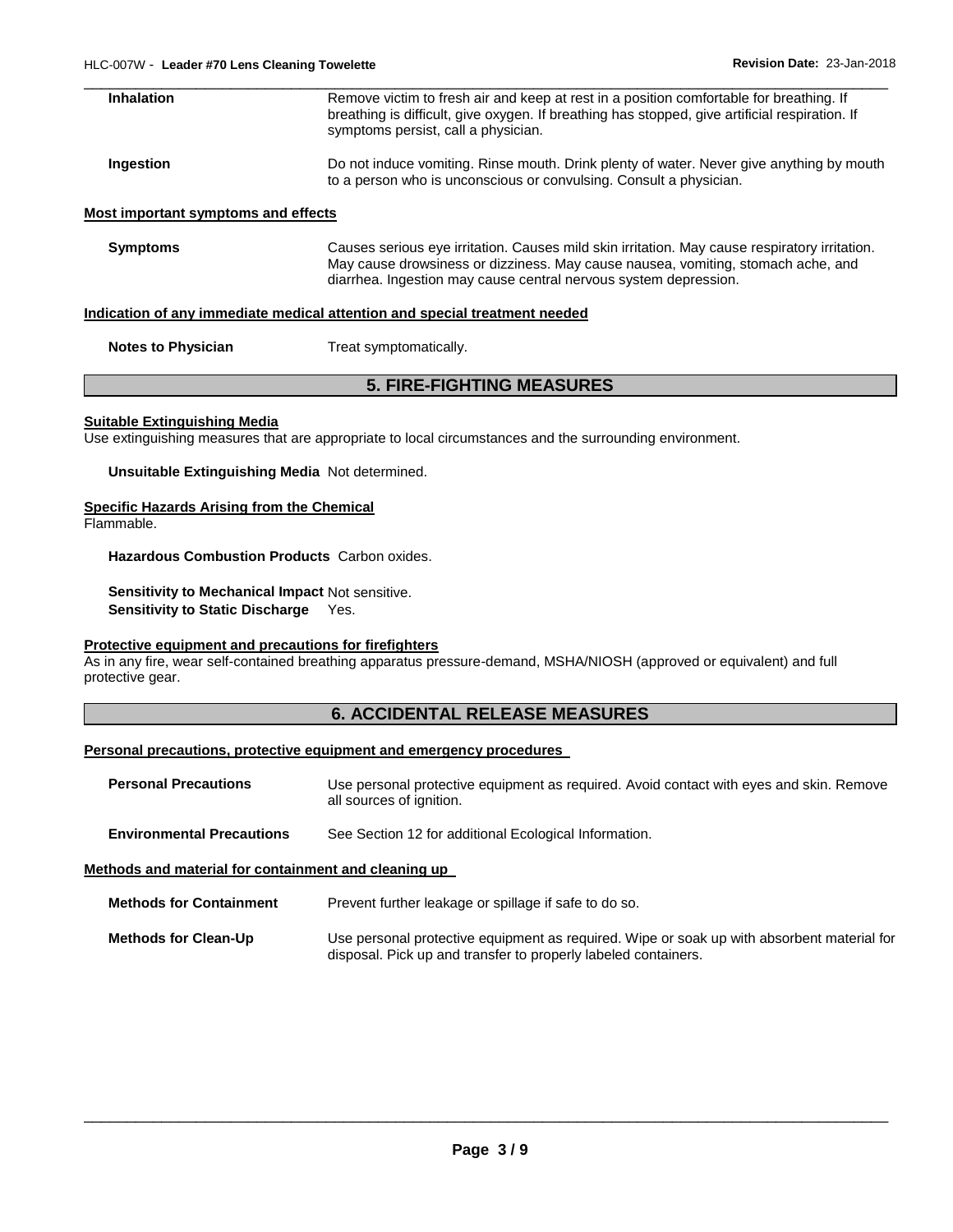| | |
|---|---|
| **Inhalation** | Remove victim to fresh air and keep at rest in a position comfortable for breathing. If breathing is difficult, give oxygen. If breathing has stopped, give artificial respiration. If symptoms persist, call a physician. |
| **Ingestion** | Do not induce vomiting. Rinse mouth. Drink plenty of water. Never give anything by mouth to a person who is unconscious or convulsing. Consult a physician. |

**Most important symptoms and effects**

| | |
|---|---|
| **Symptoms** | Causes serious eye irritation. Causes mild skin irritation. May cause respiratory irritation. May cause drowsiness or dizziness. May cause nausea, vomiting, stomach ache, and diarrhea. Ingestion may cause central nervous system depression. |

**Indication of any immediate medical attention and special treatment needed**

| | |
|---|---|
| **Notes to Physician** | Treat symptomatically. |

## 5. FIRE-FIGHTING MEASURES

**Suitable Extinguishing Media**

Use extinguishing measures that are appropriate to local circumstances and the surrounding environment.

**Unsuitable Extinguishing Media** Not determined.

**Specific Hazards Arising from the Chemical**

Flammable.

**Hazardous Combustion Products** Carbon oxides.

**Sensitivity to Mechanical Impact** Not sensitive.
**Sensitivity to Static Discharge** Yes.

**Protective equipment and precautions for firefighters**

As in any fire, wear self-contained breathing apparatus pressure-demand, MSHA/NIOSH (approved or equivalent) and full protective gear.

## 6. ACCIDENTAL RELEASE MEASURES

**Personal precautions, protective equipment and emergency procedures**

| | |
|---|---|
| **Personal Precautions** | Use personal protective equipment as required. Avoid contact with eyes and skin. Remove all sources of ignition. |
| **Environmental Precautions** | See Section 12 for additional Ecological Information. |

**Methods and material for containment and cleaning up**

| | |
|---|---|
| **Methods for Containment** | Prevent further leakage or spillage if safe to do so. |
| **Methods for Clean-Up** | Use personal protective equipment as required. Wipe or soak up with absorbent material for disposal. Pick up and transfer to properly labeled containers. |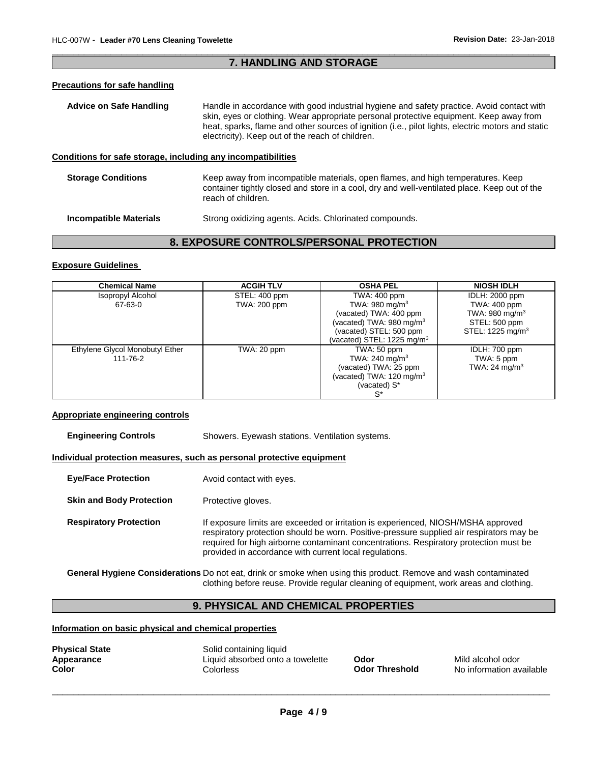## 7. HANDLING AND STORAGE

### Precautions for safe handling

**Advice on Safe Handling** Handle in accordance with good industrial hygiene and safety practice. Avoid contact with skin, eyes or clothing. Wear appropriate personal protective equipment. Keep away from heat, sparks, flame and other sources of ignition (i.e., pilot lights, electric motors and static electricity). Keep out of the reach of children.

### Conditions for safe storage, including any incompatibilities

**Storage Conditions** Keep away from incompatible materials, open flames, and high temperatures. Keep container tightly closed and store in a cool, dry and well-ventilated place. Keep out of the reach of children.

**Incompatible Materials** Strong oxidizing agents. Acids. Chlorinated compounds.

## 8. EXPOSURE CONTROLS/PERSONAL PROTECTION

### Exposure Guidelines

| Chemical Name | ACGIH TLV | OSHA PEL | NIOSH IDLH |
|---|---|---|---|
| Isopropyl Alcohol<br>67-63-0 | STEL: 400 ppm<br>TWA: 200 ppm | TWA: 400 ppm<br>TWA: 980 mg/m$^3$<br>(vacated) TWA: 400 ppm<br>(vacated) TWA: 980 mg/m$^3$<br>(vacated) STEL: 500 ppm<br>(vacated) STEL: 1225 mg/m$^3$ | IDLH: 2000 ppm<br>TWA: 400 ppm<br>TWA: 980 mg/m$^3$<br>STEL: 500 ppm<br>STEL: 1225 mg/m$^3$ |
| Ethylene Glycol Monobutyl Ether<br>111-76-2 | TWA: 20 ppm | TWA: 50 ppm<br>TWA: 240 mg/m$^3$<br>(vacated) TWA: 25 ppm<br>(vacated) TWA: 120 mg/m$^3$<br>(vacated) S*<br>S* | IDLH: 700 ppm<br>TWA: 5 ppm<br>TWA: 24 mg/m$^3$ |

### Appropriate engineering controls

**Engineering Controls** Showers. Eyewash stations. Ventilation systems.

### Individual protection measures, such as personal protective equipment

**Eye/Face Protection** Avoid contact with eyes.

**Skin and Body Protection** Protective gloves.

**Respiratory Protection** If exposure limits are exceeded or irritation is experienced, NIOSH/MSHA approved respiratory protection should be worn. Positive-pressure supplied air respirators may be required for high airborne contaminant concentrations. Respiratory protection must be provided in accordance with current local regulations.

**General Hygiene Considerations** Do not eat, drink or smoke when using this product. Remove and wash contaminated clothing before reuse. Provide regular cleaning of equipment, work areas and clothing.

## 9. PHYSICAL AND CHEMICAL PROPERTIES

### Information on basic physical and chemical properties

**Physical State** Solid containing liquid

**Appearance** Liquid absorbed onto a towelette

**Color** Colorless

**Odor** Mild alcohol odor

**Odor Threshold** No information available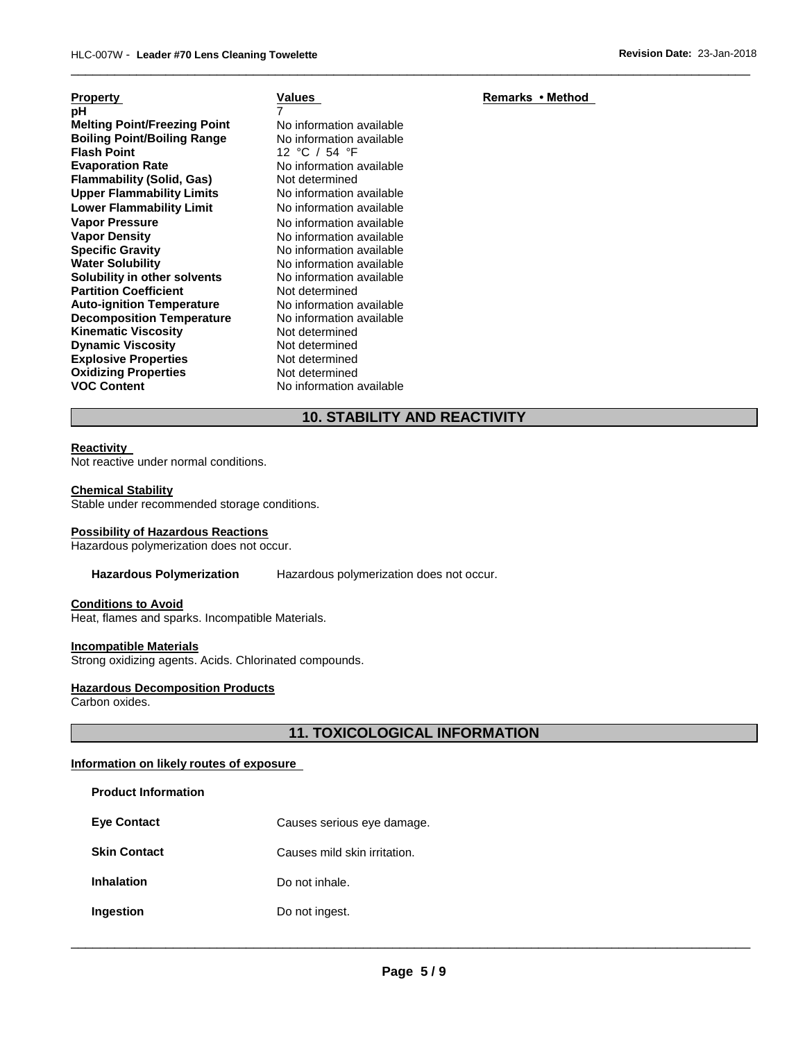| Property | Values | Remarks • Method |
| --- | --- | --- |
| pH | 7 | |
| Melting Point/Freezing Point | No information available | |
| Boiling Point/Boiling Range | No information available | |
| Flash Point | 12 °C / 54 °F | |
| Evaporation Rate | No information available | |
| Flammability (Solid, Gas) | Not determined | |
| Upper Flammability Limits | No information available | |
| Lower Flammability Limit | No information available | |
| Vapor Pressure | No information available | |
| Vapor Density | No information available | |
| Specific Gravity | No information available | |
| Water Solubility | No information available | |
| Solubility in other solvents | No information available | |
| Partition Coefficient | Not determined | |
| Auto-ignition Temperature | No information available | |
| Decomposition Temperature | No information available | |
| Kinematic Viscosity | Not determined | |
| Dynamic Viscosity | Not determined | |
| Explosive Properties | Not determined | |
| Oxidizing Properties | Not determined | |
| VOC Content | No information available | |

## 10. STABILITY AND REACTIVITY

**Reactivity**

Not reactive under normal conditions.

**Chemical Stability**

Stable under recommended storage conditions.

**Possibility of Hazardous Reactions**

Hazardous polymerization does not occur.

**Hazardous Polymerization** Hazardous polymerization does not occur.

**Conditions to Avoid**

Heat, flames and sparks. Incompatible Materials.

**Incompatible Materials**

Strong oxidizing agents. Acids. Chlorinated compounds.

**Hazardous Decomposition Products**

Carbon oxides.

## 11. TOXICOLOGICAL INFORMATION

**Information on likely routes of exposure**

**Product Information**

| | |
| --- | --- |
| **Eye Contact** | Causes serious eye damage. |
| **Skin Contact** | Causes mild skin irritation. |
| **Inhalation** | Do not inhale. |
| **Ingestion** | Do not ingest. |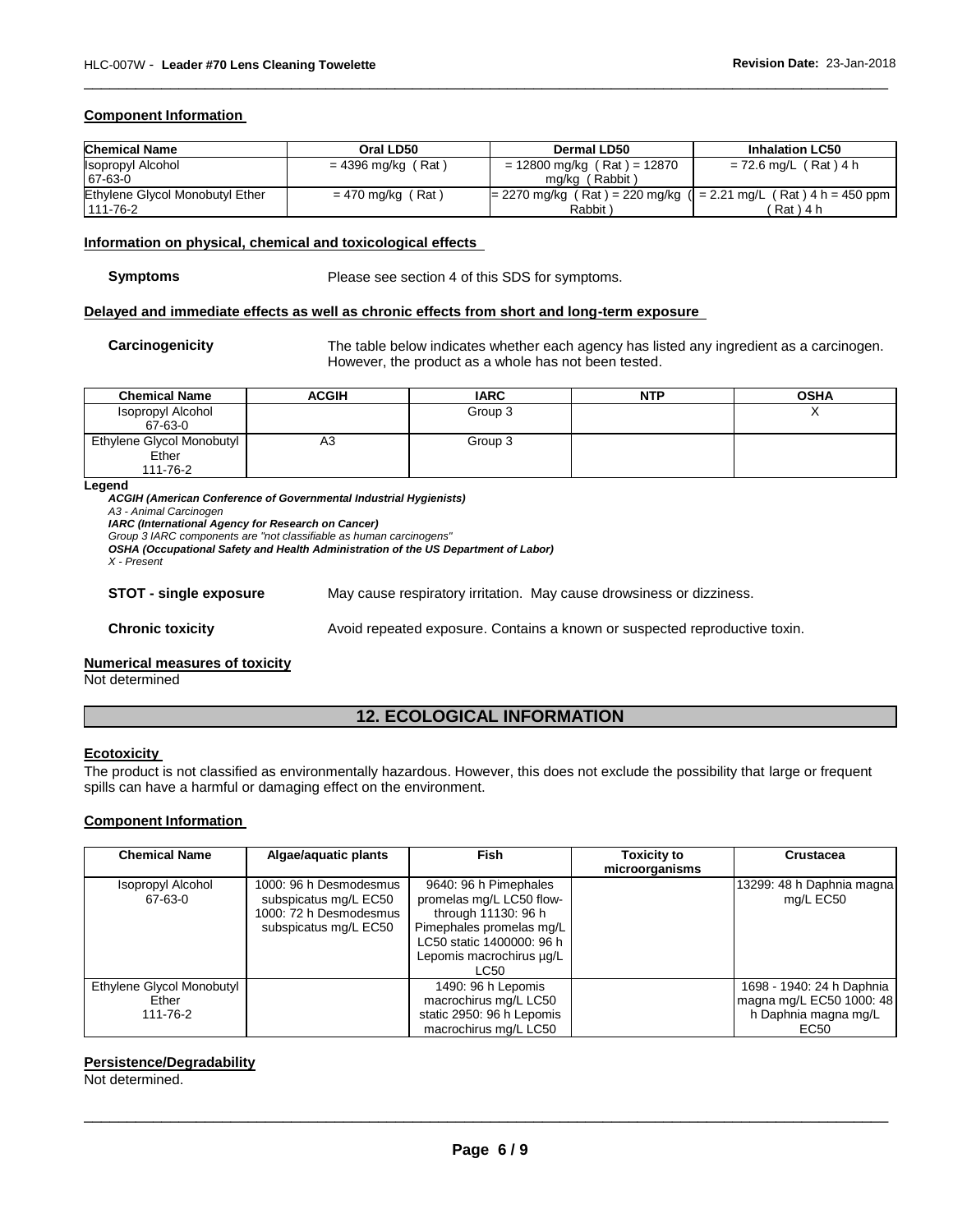### Component Information

| Chemical Name | Oral LD50 | Dermal LD50 | Inhalation LC50 |
|---|---|---|---|
| Isopropyl Alcohol 67-63-0 | = 4396 mg/kg ( Rat ) | = 12800 mg/kg ( Rat ) = 12870 mg/kg ( Rabbit ) | = 72.6 mg/L ( Rat ) 4 h |
| Ethylene Glycol Monobutyl Ether 111-76-2 | = 470 mg/kg ( Rat ) | = 2270 mg/kg ( Rat ) = 220 mg/kg ( Rabbit ) | = 2.21 mg/L ( Rat ) 4 h = 450 ppm ( Rat ) 4 h |

### Information on physical, chemical and toxicological effects

**Symptoms** Please see section 4 of this SDS for symptoms.

### Delayed and immediate effects as well as chronic effects from short and long-term exposure

**Carcinogenicity** The table below indicates whether each agency has listed any ingredient as a carcinogen. However, the product as a whole has not been tested.

| Chemical Name | ACGIH | IARC | NTP | OSHA |
|---|---|---|---|---|
| Isopropyl Alcohol 67-63-0 | | Group 3 | | X |
| Ethylene Glycol Monobutyl Ether 111-76-2 | A3 | Group 3 | | |

**Legend**

***ACGIH (American Conference of Governmental Industrial Hygienists)***
*A3 - Animal Carcinogen*
***IARC (International Agency for Research on Cancer)***
*Group 3 IARC components are "not classifiable as human carcinogens"*
***OSHA (Occupational Safety and Health Administration of the US Department of Labor)***
*X - Present*

**STOT - single exposure** May cause respiratory irritation. May cause drowsiness or dizziness.

**Chronic toxicity** Avoid repeated exposure. Contains a known or suspected reproductive toxin.

### Numerical measures of toxicity

Not determined

## 12. ECOLOGICAL INFORMATION

### Ecotoxicity

The product is not classified as environmentally hazardous. However, this does not exclude the possibility that large or frequent spills can have a harmful or damaging effect on the environment.

### Component Information

| Chemical Name | Algae/aquatic plants | Fish | Toxicity to microorganisms | Crustacea |
|---|---|---|---|---|
| Isopropyl Alcohol 67-63-0 | 1000: 96 h Desmodesmus subspicatus mg/L EC50 1000: 72 h Desmodesmus subspicatus mg/L EC50 | 9640: 96 h Pimephales promelas mg/L LC50 flow-through 11130: 96 h Pimephales promelas mg/L LC50 static 1400000: 96 h Lepomis macrochirus µg/L LC50 | | 13299: 48 h Daphnia magna mg/L EC50 |
| Ethylene Glycol Monobutyl Ether 111-76-2 | | 1490: 96 h Lepomis macrochirus mg/L LC50 static 2950: 96 h Lepomis macrochirus mg/L LC50 | | 1698 - 1940: 24 h Daphnia magna mg/L EC50 1000: 48 h Daphnia magna mg/L EC50 |

### Persistence/Degradability

Not determined.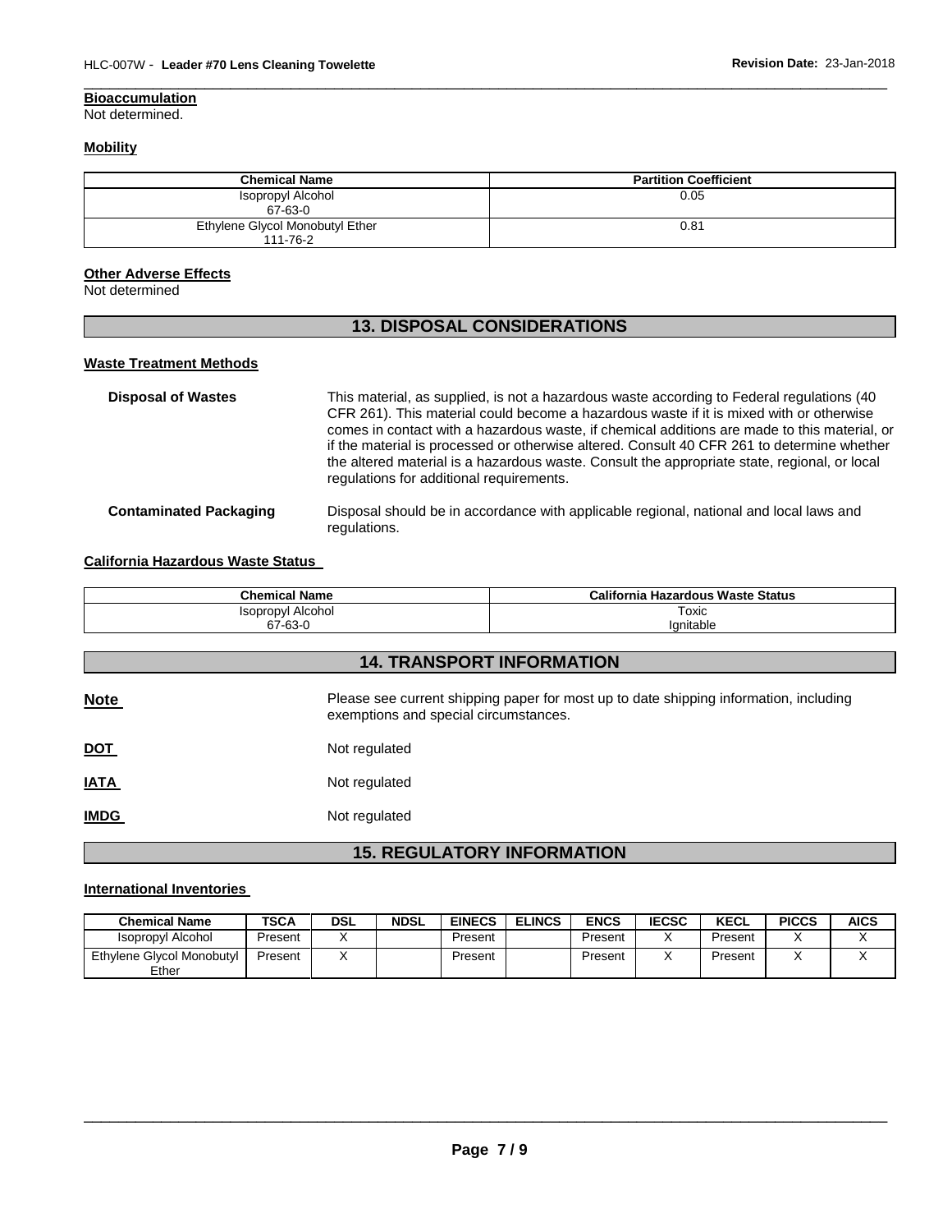**Bioaccumulation**
Not determined.

**Mobility**

| Chemical Name | Partition Coefficient |
|---|---|
| Isopropyl Alcohol<br>67-63-0 | 0.05 |
| Ethylene Glycol Monobutyl Ether<br>111-76-2 | 0.81 |

**Other Adverse Effects**
Not determined

## 13. DISPOSAL CONSIDERATIONS

**Waste Treatment Methods**

**Disposal of Wastes**: This material, as supplied, is not a hazardous waste according to Federal regulations (40 CFR 261). This material could become a hazardous waste if it is mixed with or otherwise comes in contact with a hazardous waste, if chemical additions are made to this material, or if the material is processed or otherwise altered. Consult 40 CFR 261 to determine whether the altered material is a hazardous waste. Consult the appropriate state, regional, or local regulations for additional requirements.

**Contaminated Packaging**: Disposal should be in accordance with applicable regional, national and local laws and regulations.

**California Hazardous Waste Status**

| Chemical Name | California Hazardous Waste Status |
|---|---|
| Isopropyl Alcohol<br>67-63-0 | Toxic<br>Ignitable |

## 14. TRANSPORT INFORMATION

**Note**: Please see current shipping paper for most up to date shipping information, including exemptions and special circumstances.

**DOT**: Not regulated

**IATA**: Not regulated

**IMDG**: Not regulated

## 15. REGULATORY INFORMATION

**International Inventories**

| Chemical Name | TSCA | DSL | NDSL | EINECS | ELINCS | ENCS | IECSC | KECL | PICCS | AICS |
|---|---|---|---|---|---|---|---|---|---|---|
| Isopropyl Alcohol | Present | X | | Present | | Present | X | Present | X | X |
| Ethylene Glycol Monobutyl Ether | Present | X | | Present | | Present | X | Present | X | X |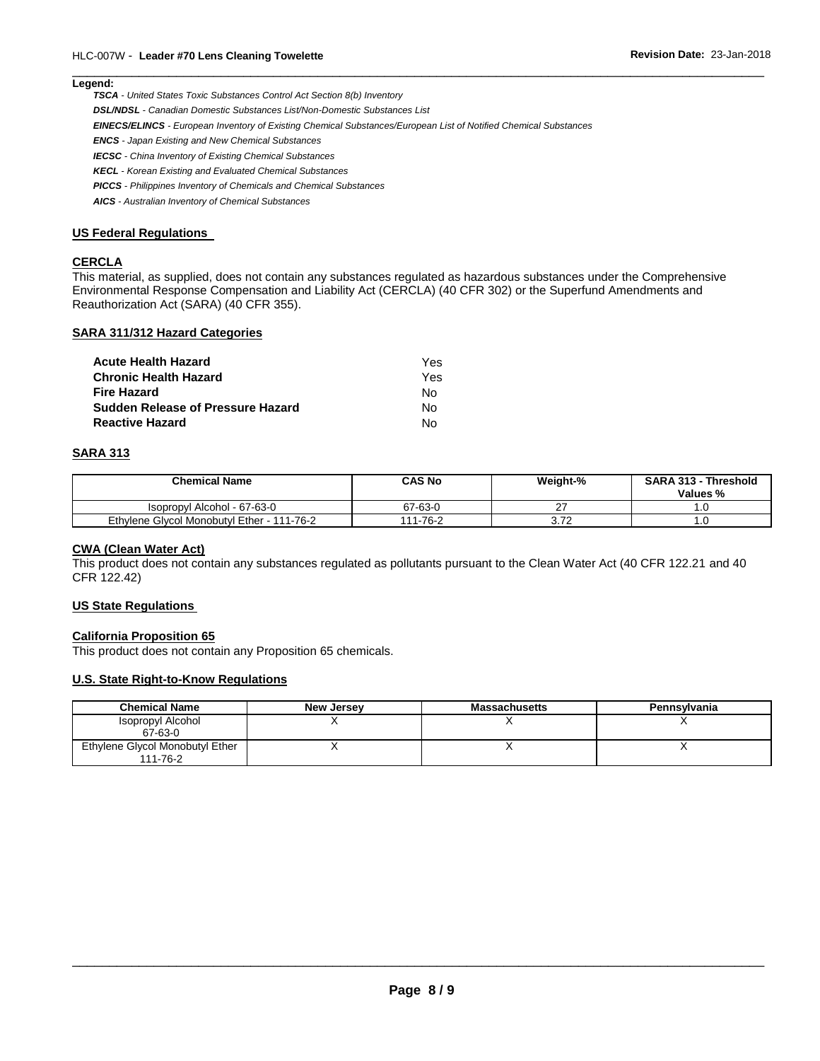**Legend:**

***TSCA*** *- United States Toxic Substances Control Act Section 8(b) Inventory*

***DSL/NDSL*** *- Canadian Domestic Substances List/Non-Domestic Substances List*

***EINECS/ELINCS*** *- European Inventory of Existing Chemical Substances/European List of Notified Chemical Substances*

***ENCS*** *- Japan Existing and New Chemical Substances*

***IECSC*** *- China Inventory of Existing Chemical Substances*

***KECL*** *- Korean Existing and Evaluated Chemical Substances*

***PICCS*** *- Philippines Inventory of Chemicals and Chemical Substances*

***AICS*** *- Australian Inventory of Chemical Substances*

## US Federal Regulations

### CERCLA

This material, as supplied, does not contain any substances regulated as hazardous substances under the Comprehensive Environmental Response Compensation and Liability Act (CERCLA) (40 CFR 302) or the Superfund Amendments and Reauthorization Act (SARA) (40 CFR 355).

### SARA 311/312 Hazard Categories

| | |
|---|---|
| **Acute Health Hazard** | Yes |
| **Chronic Health Hazard** | Yes |
| **Fire Hazard** | No |
| **Sudden Release of Pressure Hazard** | No |
| **Reactive Hazard** | No |

### SARA 313

| Chemical Name | CAS No | Weight-% | SARA 313 - Threshold Values % |
|---|---|---|---|
| Isopropyl Alcohol - 67-63-0 | 67-63-0 | 27 | 1.0 |
| Ethylene Glycol Monobutyl Ether - 111-76-2 | 111-76-2 | 3.72 | 1.0 |

### CWA (Clean Water Act)

This product does not contain any substances regulated as pollutants pursuant to the Clean Water Act (40 CFR 122.21 and 40 CFR 122.42)

## US State Regulations

### California Proposition 65

This product does not contain any Proposition 65 chemicals.

### U.S. State Right-to-Know Regulations

| Chemical Name | New Jersey | Massachusetts | Pennsylvania |
|---|---|---|---|
| Isopropyl Alcohol 67-63-0 | X | X | X |
| Ethylene Glycol Monobutyl Ether 111-76-2 | X | X | X |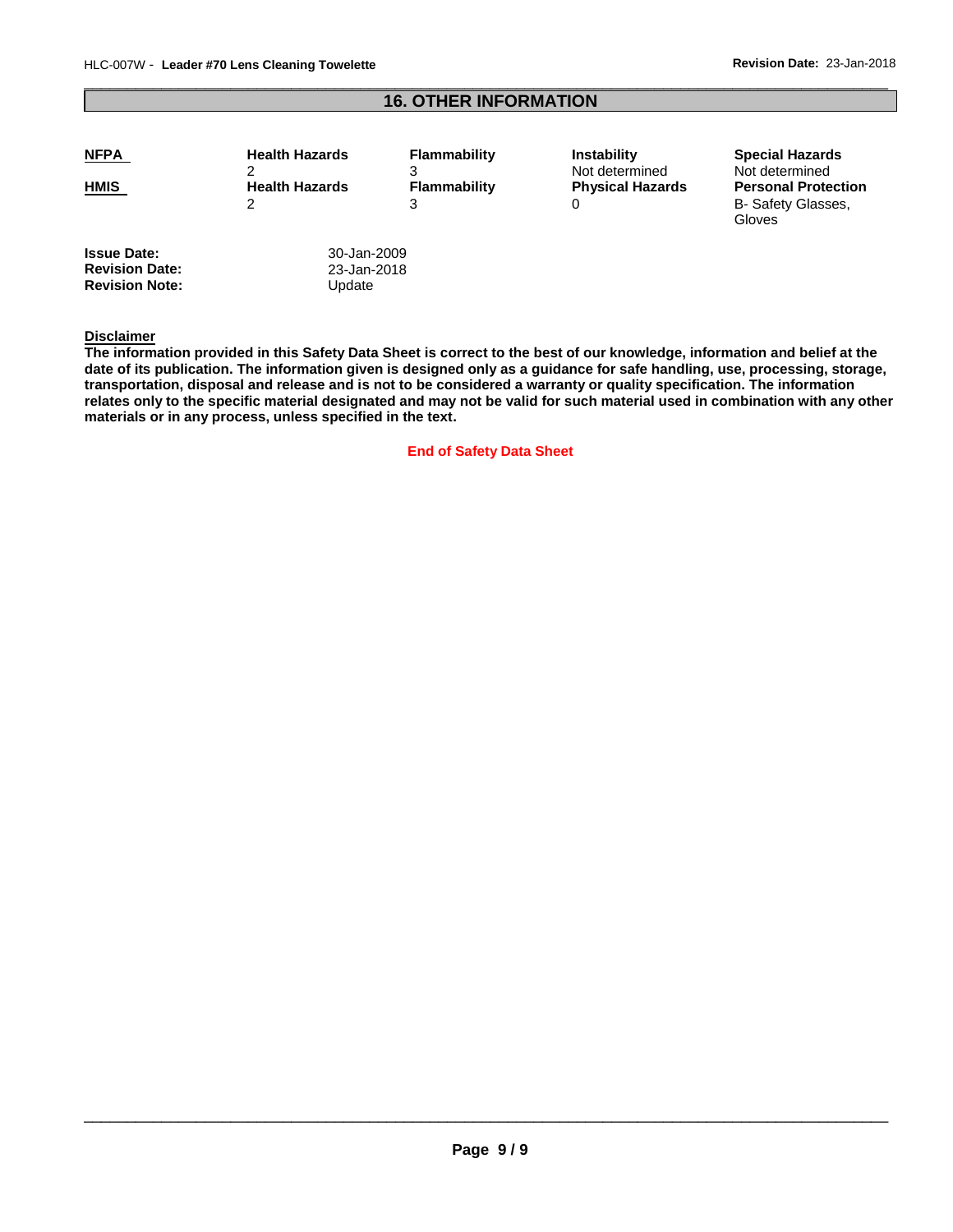## 16. OTHER INFORMATION

| | | | | |
|---|---|---|---|---|
| **NFPA** | **Health Hazards** 2 | **Flammability** 3 | **Instability** Not determined | **Special Hazards** Not determined |
| **HMIS** | **Health Hazards** 2 | **Flammability** 3 | **Physical Hazards** 0 | **Personal Protection** B- Safety Glasses, Gloves |

| | |
|---|---|
| **Issue Date:** | 30-Jan-2009 |
| **Revision Date:** | 23-Jan-2018 |
| **Revision Note:** | Update |

**Disclaimer**

**The information provided in this Safety Data Sheet is correct to the best of our knowledge, information and belief at the date of its publication. The information given is designed only as a guidance for safe handling, use, processing, storage, transportation, disposal and release and is not to be considered a warranty or quality specification. The information relates only to the specific material designated and may not be valid for such material used in combination with any other materials or in any process, unless specified in the text.**

**End of Safety Data Sheet**